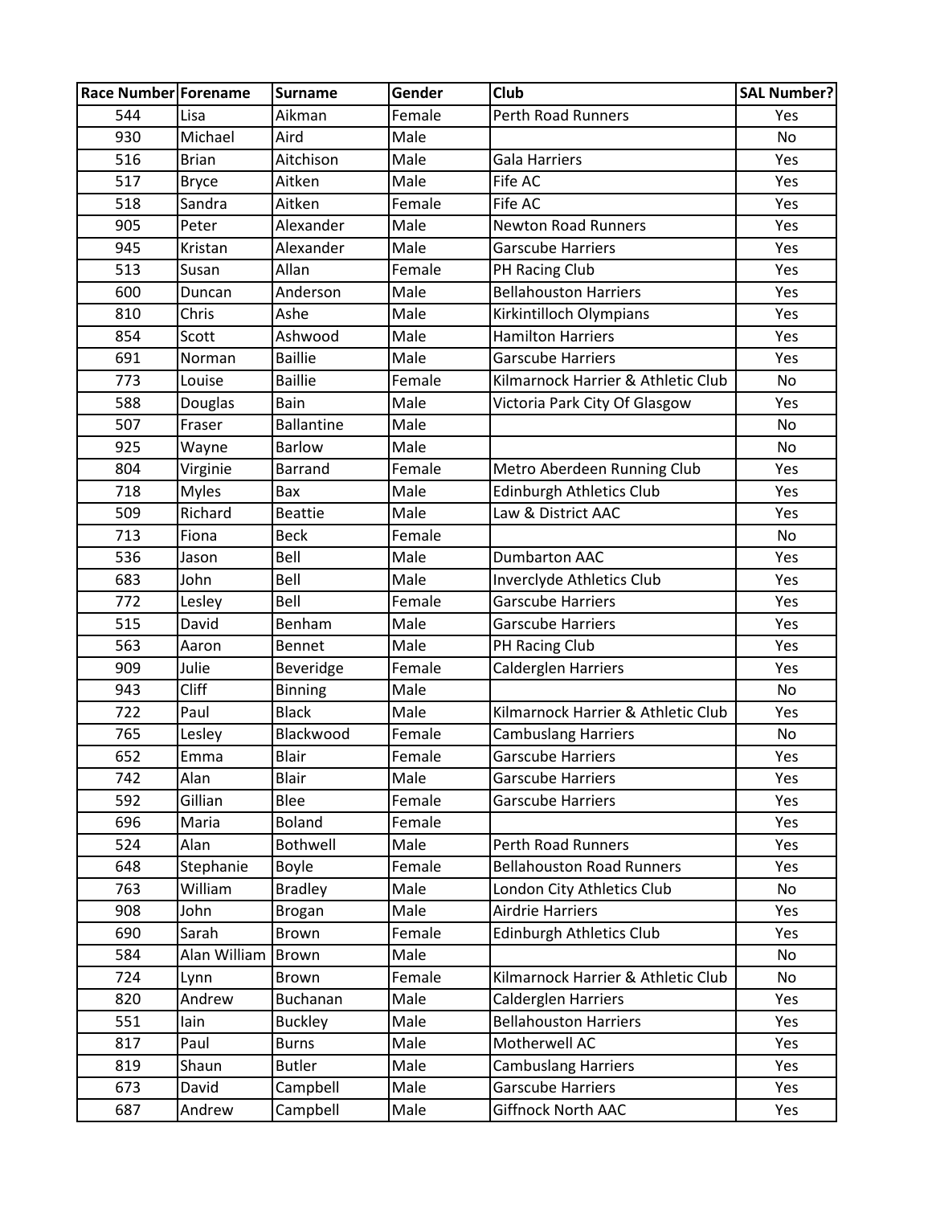| Race Number | Forename | Surname | Gender | Club | SAL Number? |
|---|---|---|---|---|---|
| 544 | Lisa | Aikman | Female | Perth Road Runners | Yes |
| 930 | Michael | Aird | Male | | No |
| 516 | Brian | Aitchison | Male | Gala Harriers | Yes |
| 517 | Bryce | Aitken | Male | Fife AC | Yes |
| 518 | Sandra | Aitken | Female | Fife AC | Yes |
| 905 | Peter | Alexander | Male | Newton Road Runners | Yes |
| 945 | Kristan | Alexander | Male | Garscube Harriers | Yes |
| 513 | Susan | Allan | Female | PH Racing Club | Yes |
| 600 | Duncan | Anderson | Male | Bellahouston Harriers | Yes |
| 810 | Chris | Ashe | Male | Kirkintilloch Olympians | Yes |
| 854 | Scott | Ashwood | Male | Hamilton Harriers | Yes |
| 691 | Norman | Baillie | Male | Garscube Harriers | Yes |
| 773 | Louise | Baillie | Female | Kilmarnock Harrier & Athletic Club | No |
| 588 | Douglas | Bain | Male | Victoria Park City Of Glasgow | Yes |
| 507 | Fraser | Ballantine | Male | | No |
| 925 | Wayne | Barlow | Male | | No |
| 804 | Virginie | Barrand | Female | Metro Aberdeen Running Club | Yes |
| 718 | Myles | Bax | Male | Edinburgh Athletics Club | Yes |
| 509 | Richard | Beattie | Male | Law & District AAC | Yes |
| 713 | Fiona | Beck | Female | | No |
| 536 | Jason | Bell | Male | Dumbarton AAC | Yes |
| 683 | John | Bell | Male | Inverclyde Athletics Club | Yes |
| 772 | Lesley | Bell | Female | Garscube Harriers | Yes |
| 515 | David | Benham | Male | Garscube Harriers | Yes |
| 563 | Aaron | Bennet | Male | PH Racing Club | Yes |
| 909 | Julie | Beveridge | Female | Calderglen Harriers | Yes |
| 943 | Cliff | Binning | Male | | No |
| 722 | Paul | Black | Male | Kilmarnock Harrier & Athletic Club | Yes |
| 765 | Lesley | Blackwood | Female | Cambuslang Harriers | No |
| 652 | Emma | Blair | Female | Garscube Harriers | Yes |
| 742 | Alan | Blair | Male | Garscube Harriers | Yes |
| 592 | Gillian | Blee | Female | Garscube Harriers | Yes |
| 696 | Maria | Boland | Female | | Yes |
| 524 | Alan | Bothwell | Male | Perth Road Runners | Yes |
| 648 | Stephanie | Boyle | Female | Bellahouston Road Runners | Yes |
| 763 | William | Bradley | Male | London City Athletics Club | No |
| 908 | John | Brogan | Male | Airdrie Harriers | Yes |
| 690 | Sarah | Brown | Female | Edinburgh Athletics Club | Yes |
| 584 | Alan William | Brown | Male | | No |
| 724 | Lynn | Brown | Female | Kilmarnock Harrier & Athletic Club | No |
| 820 | Andrew | Buchanan | Male | Calderglen Harriers | Yes |
| 551 | Iain | Buckley | Male | Bellahouston Harriers | Yes |
| 817 | Paul | Burns | Male | Motherwell AC | Yes |
| 819 | Shaun | Butler | Male | Cambuslang Harriers | Yes |
| 673 | David | Campbell | Male | Garscube Harriers | Yes |
| 687 | Andrew | Campbell | Male | Giffnock North AAC | Yes |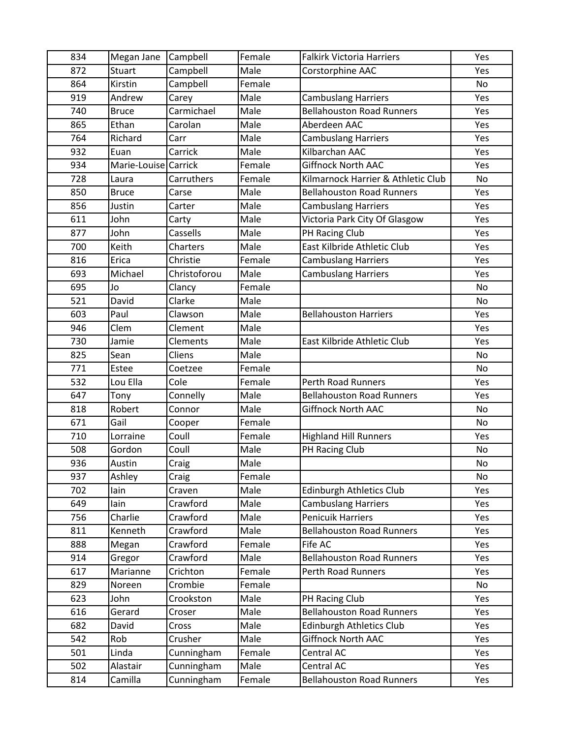| 834 | Megan Jane | Campbell | Female | Falkirk Victoria Harriers | Yes |
|---|---|---|---|---|---|
| 872 | Stuart | Campbell | Male | Corstorphine AAC | Yes |
| 864 | Kirstin | Campbell | Female | | No |
| 919 | Andrew | Carey | Male | Cambuslang Harriers | Yes |
| 740 | Bruce | Carmichael | Male | Bellahouston Road Runners | Yes |
| 865 | Ethan | Carolan | Male | Aberdeen AAC | Yes |
| 764 | Richard | Carr | Male | Cambuslang Harriers | Yes |
| 932 | Euan | Carrick | Male | Kilbarchan AAC | Yes |
| 934 | Marie-Louise | Carrick | Female | Giffnock North AAC | Yes |
| 728 | Laura | Carruthers | Female | Kilmarnock Harrier & Athletic Club | No |
| 850 | Bruce | Carse | Male | Bellahouston Road Runners | Yes |
| 856 | Justin | Carter | Male | Cambuslang Harriers | Yes |
| 611 | John | Carty | Male | Victoria Park City Of Glasgow | Yes |
| 877 | John | Cassells | Male | PH Racing Club | Yes |
| 700 | Keith | Charters | Male | East Kilbride Athletic Club | Yes |
| 816 | Erica | Christie | Female | Cambuslang Harriers | Yes |
| 693 | Michael | Christoforou | Male | Cambuslang Harriers | Yes |
| 695 | Jo | Clancy | Female | | No |
| 521 | David | Clarke | Male | | No |
| 603 | Paul | Clawson | Male | Bellahouston Harriers | Yes |
| 946 | Clem | Clement | Male | | Yes |
| 730 | Jamie | Clements | Male | East Kilbride Athletic Club | Yes |
| 825 | Sean | Cliens | Male | | No |
| 771 | Estee | Coetzee | Female | | No |
| 532 | Lou Ella | Cole | Female | Perth Road Runners | Yes |
| 647 | Tony | Connelly | Male | Bellahouston Road Runners | Yes |
| 818 | Robert | Connor | Male | Giffnock North AAC | No |
| 671 | Gail | Cooper | Female | | No |
| 710 | Lorraine | Coull | Female | Highland Hill Runners | Yes |
| 508 | Gordon | Coull | Male | PH Racing Club | No |
| 936 | Austin | Craig | Male | | No |
| 937 | Ashley | Craig | Female | | No |
| 702 | Iain | Craven | Male | Edinburgh Athletics Club | Yes |
| 649 | Iain | Crawford | Male | Cambuslang Harriers | Yes |
| 756 | Charlie | Crawford | Male | Penicuik Harriers | Yes |
| 811 | Kenneth | Crawford | Male | Bellahouston Road Runners | Yes |
| 888 | Megan | Crawford | Female | Fife AC | Yes |
| 914 | Gregor | Crawford | Male | Bellahouston Road Runners | Yes |
| 617 | Marianne | Crichton | Female | Perth Road Runners | Yes |
| 829 | Noreen | Crombie | Female | | No |
| 623 | John | Crookston | Male | PH Racing Club | Yes |
| 616 | Gerard | Croser | Male | Bellahouston Road Runners | Yes |
| 682 | David | Cross | Male | Edinburgh Athletics Club | Yes |
| 542 | Rob | Crusher | Male | Giffnock North AAC | Yes |
| 501 | Linda | Cunningham | Female | Central AC | Yes |
| 502 | Alastair | Cunningham | Male | Central AC | Yes |
| 814 | Camilla | Cunningham | Female | Bellahouston Road Runners | Yes |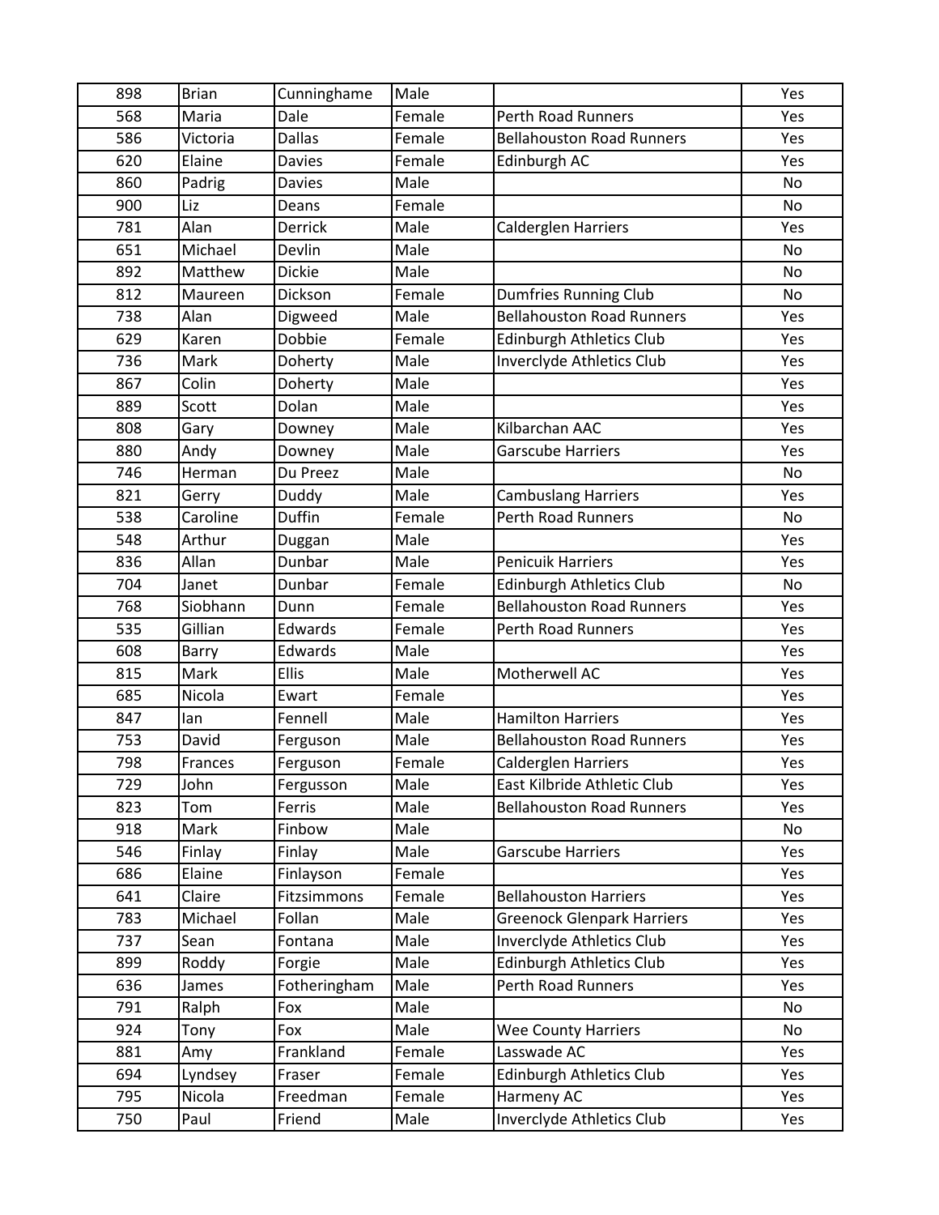| | | | | | |
|---|---|---|---|---|---|
| 898 | Brian | Cunninghame | Male | | Yes |
| 568 | Maria | Dale | Female | Perth Road Runners | Yes |
| 586 | Victoria | Dallas | Female | Bellahouston Road Runners | Yes |
| 620 | Elaine | Davies | Female | Edinburgh AC | Yes |
| 860 | Padrig | Davies | Male | | No |
| 900 | Liz | Deans | Female | | No |
| 781 | Alan | Derrick | Male | Calderglen Harriers | Yes |
| 651 | Michael | Devlin | Male | | No |
| 892 | Matthew | Dickie | Male | | No |
| 812 | Maureen | Dickson | Female | Dumfries Running Club | No |
| 738 | Alan | Digweed | Male | Bellahouston Road Runners | Yes |
| 629 | Karen | Dobbie | Female | Edinburgh Athletics Club | Yes |
| 736 | Mark | Doherty | Male | Inverclyde Athletics Club | Yes |
| 867 | Colin | Doherty | Male | | Yes |
| 889 | Scott | Dolan | Male | | Yes |
| 808 | Gary | Downey | Male | Kilbarchan AAC | Yes |
| 880 | Andy | Downey | Male | Garscube Harriers | Yes |
| 746 | Herman | Du Preez | Male | | No |
| 821 | Gerry | Duddy | Male | Cambuslang Harriers | Yes |
| 538 | Caroline | Duffin | Female | Perth Road Runners | No |
| 548 | Arthur | Duggan | Male | | Yes |
| 836 | Allan | Dunbar | Male | Penicuik Harriers | Yes |
| 704 | Janet | Dunbar | Female | Edinburgh Athletics Club | No |
| 768 | Siobhann | Dunn | Female | Bellahouston Road Runners | Yes |
| 535 | Gillian | Edwards | Female | Perth Road Runners | Yes |
| 608 | Barry | Edwards | Male | | Yes |
| 815 | Mark | Ellis | Male | Motherwell AC | Yes |
| 685 | Nicola | Ewart | Female | | Yes |
| 847 | Ian | Fennell | Male | Hamilton Harriers | Yes |
| 753 | David | Ferguson | Male | Bellahouston Road Runners | Yes |
| 798 | Frances | Ferguson | Female | Calderglen Harriers | Yes |
| 729 | John | Fergusson | Male | East Kilbride Athletic Club | Yes |
| 823 | Tom | Ferris | Male | Bellahouston Road Runners | Yes |
| 918 | Mark | Finbow | Male | | No |
| 546 | Finlay | Finlay | Male | Garscube Harriers | Yes |
| 686 | Elaine | Finlayson | Female | | Yes |
| 641 | Claire | Fitzsimmons | Female | Bellahouston Harriers | Yes |
| 783 | Michael | Follan | Male | Greenock Glenpark Harriers | Yes |
| 737 | Sean | Fontana | Male | Inverclyde Athletics Club | Yes |
| 899 | Roddy | Forgie | Male | Edinburgh Athletics Club | Yes |
| 636 | James | Fotheringham | Male | Perth Road Runners | Yes |
| 791 | Ralph | Fox | Male | | No |
| 924 | Tony | Fox | Male | Wee County Harriers | No |
| 881 | Amy | Frankland | Female | Lasswade AC | Yes |
| 694 | Lyndsey | Fraser | Female | Edinburgh Athletics Club | Yes |
| 795 | Nicola | Freedman | Female | Harmeny AC | Yes |
| 750 | Paul | Friend | Male | Inverclyde Athletics Club | Yes |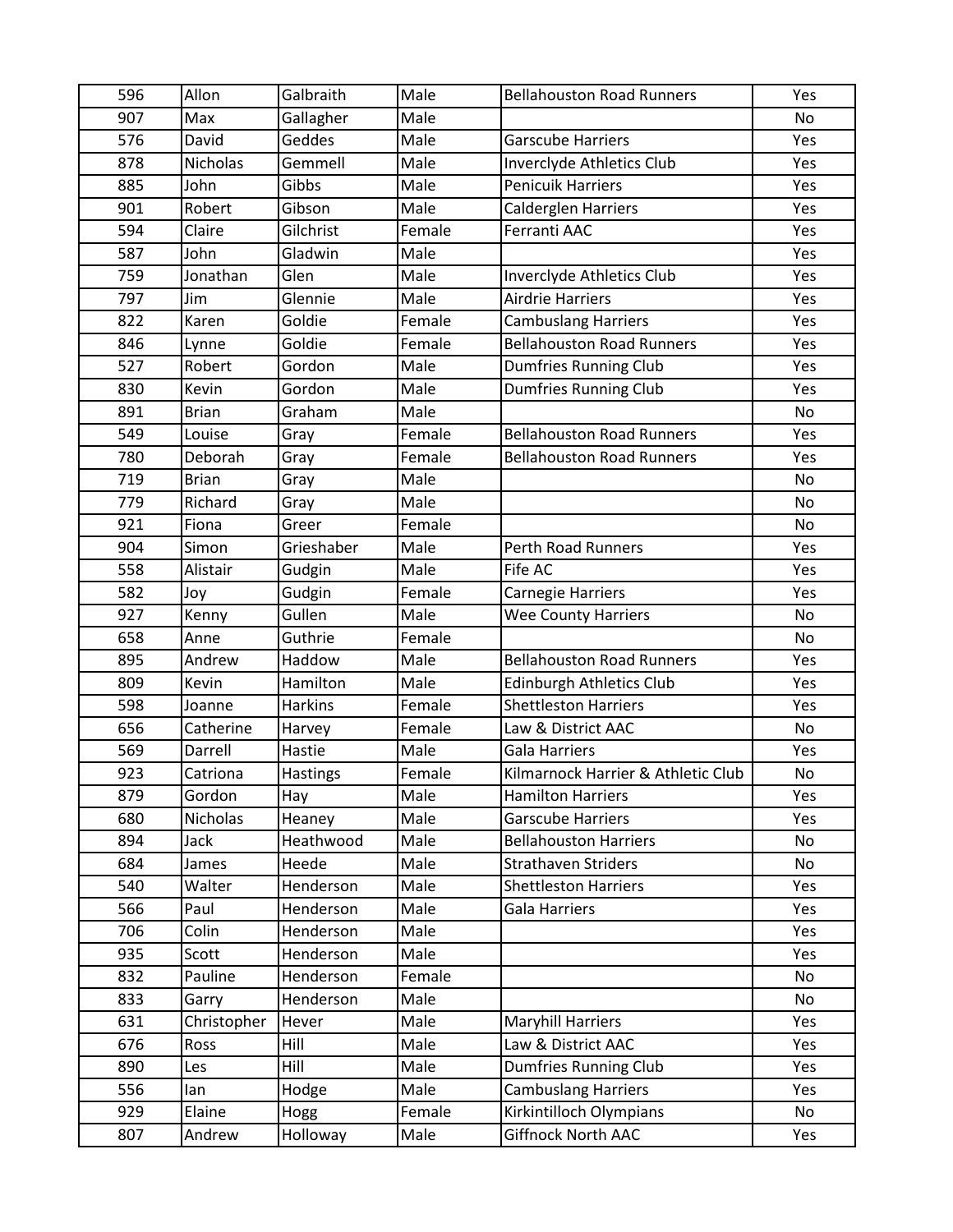| 596 | Allon | Galbraith | Male | Bellahouston Road Runners | Yes |
|---|---|---|---|---|---|
| 907 | Max | Gallagher | Male | | No |
| 576 | David | Geddes | Male | Garscube Harriers | Yes |
| 878 | Nicholas | Gemmell | Male | Inverclyde Athletics Club | Yes |
| 885 | John | Gibbs | Male | Penicuik Harriers | Yes |
| 901 | Robert | Gibson | Male | Calderglen Harriers | Yes |
| 594 | Claire | Gilchrist | Female | Ferranti AAC | Yes |
| 587 | John | Gladwin | Male | | Yes |
| 759 | Jonathan | Glen | Male | Inverclyde Athletics Club | Yes |
| 797 | Jim | Glennie | Male | Airdrie Harriers | Yes |
| 822 | Karen | Goldie | Female | Cambuslang Harriers | Yes |
| 846 | Lynne | Goldie | Female | Bellahouston Road Runners | Yes |
| 527 | Robert | Gordon | Male | Dumfries Running Club | Yes |
| 830 | Kevin | Gordon | Male | Dumfries Running Club | Yes |
| 891 | Brian | Graham | Male | | No |
| 549 | Louise | Gray | Female | Bellahouston Road Runners | Yes |
| 780 | Deborah | Gray | Female | Bellahouston Road Runners | Yes |
| 719 | Brian | Gray | Male | | No |
| 779 | Richard | Gray | Male | | No |
| 921 | Fiona | Greer | Female | | No |
| 904 | Simon | Grieshaber | Male | Perth Road Runners | Yes |
| 558 | Alistair | Gudgin | Male | Fife AC | Yes |
| 582 | Joy | Gudgin | Female | Carnegie Harriers | Yes |
| 927 | Kenny | Gullen | Male | Wee County Harriers | No |
| 658 | Anne | Guthrie | Female | | No |
| 895 | Andrew | Haddow | Male | Bellahouston Road Runners | Yes |
| 809 | Kevin | Hamilton | Male | Edinburgh Athletics Club | Yes |
| 598 | Joanne | Harkins | Female | Shettleston Harriers | Yes |
| 656 | Catherine | Harvey | Female | Law & District AAC | No |
| 569 | Darrell | Hastie | Male | Gala Harriers | Yes |
| 923 | Catriona | Hastings | Female | Kilmarnock Harrier & Athletic Club | No |
| 879 | Gordon | Hay | Male | Hamilton Harriers | Yes |
| 680 | Nicholas | Heaney | Male | Garscube Harriers | Yes |
| 894 | Jack | Heathwood | Male | Bellahouston Harriers | No |
| 684 | James | Heede | Male | Strathaven Striders | No |
| 540 | Walter | Henderson | Male | Shettleston Harriers | Yes |
| 566 | Paul | Henderson | Male | Gala Harriers | Yes |
| 706 | Colin | Henderson | Male | | Yes |
| 935 | Scott | Henderson | Male | | Yes |
| 832 | Pauline | Henderson | Female | | No |
| 833 | Garry | Henderson | Male | | No |
| 631 | Christopher | Hever | Male | Maryhill Harriers | Yes |
| 676 | Ross | Hill | Male | Law & District AAC | Yes |
| 890 | Les | Hill | Male | Dumfries Running Club | Yes |
| 556 | Ian | Hodge | Male | Cambuslang Harriers | Yes |
| 929 | Elaine | Hogg | Female | Kirkintilloch Olympians | No |
| 807 | Andrew | Holloway | Male | Giffnock North AAC | Yes |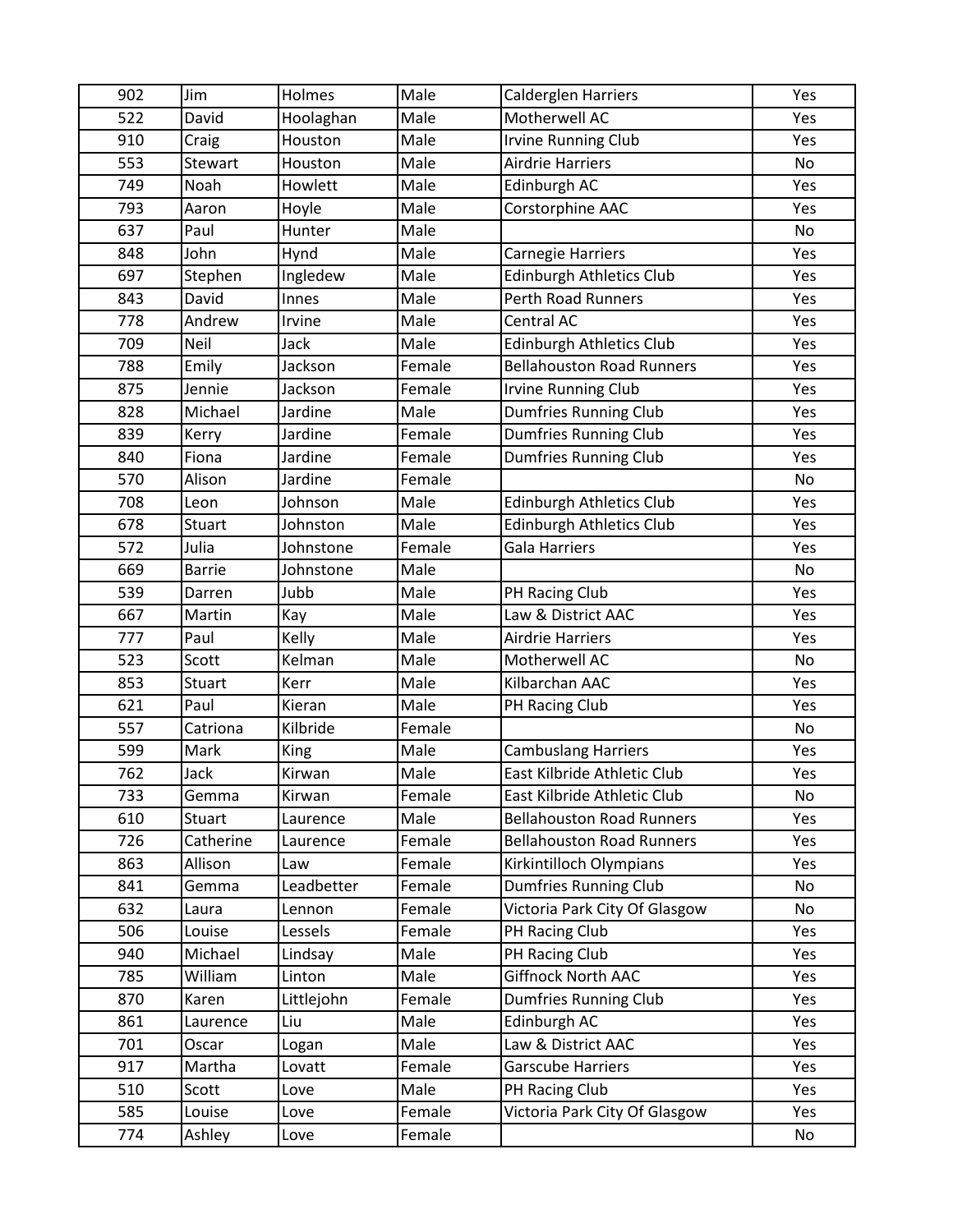| 902 | Jim | Holmes | Male | Calderglen Harriers | Yes |
|---|---|---|---|---|---|
| 522 | David | Hoolaghan | Male | Motherwell AC | Yes |
| 910 | Craig | Houston | Male | Irvine Running Club | Yes |
| 553 | Stewart | Houston | Male | Airdrie Harriers | No |
| 749 | Noah | Howlett | Male | Edinburgh AC | Yes |
| 793 | Aaron | Hoyle | Male | Corstorphine AAC | Yes |
| 637 | Paul | Hunter | Male | | No |
| 848 | John | Hynd | Male | Carnegie Harriers | Yes |
| 697 | Stephen | Ingledew | Male | Edinburgh Athletics Club | Yes |
| 843 | David | Innes | Male | Perth Road Runners | Yes |
| 778 | Andrew | Irvine | Male | Central AC | Yes |
| 709 | Neil | Jack | Male | Edinburgh Athletics Club | Yes |
| 788 | Emily | Jackson | Female | Bellahouston Road Runners | Yes |
| 875 | Jennie | Jackson | Female | Irvine Running Club | Yes |
| 828 | Michael | Jardine | Male | Dumfries Running Club | Yes |
| 839 | Kerry | Jardine | Female | Dumfries Running Club | Yes |
| 840 | Fiona | Jardine | Female | Dumfries Running Club | Yes |
| 570 | Alison | Jardine | Female | | No |
| 708 | Leon | Johnson | Male | Edinburgh Athletics Club | Yes |
| 678 | Stuart | Johnston | Male | Edinburgh Athletics Club | Yes |
| 572 | Julia | Johnstone | Female | Gala Harriers | Yes |
| 669 | Barrie | Johnstone | Male | | No |
| 539 | Darren | Jubb | Male | PH Racing Club | Yes |
| 667 | Martin | Kay | Male | Law & District AAC | Yes |
| 777 | Paul | Kelly | Male | Airdrie Harriers | Yes |
| 523 | Scott | Kelman | Male | Motherwell AC | No |
| 853 | Stuart | Kerr | Male | Kilbarchan AAC | Yes |
| 621 | Paul | Kieran | Male | PH Racing Club | Yes |
| 557 | Catriona | Kilbride | Female | | No |
| 599 | Mark | King | Male | Cambuslang Harriers | Yes |
| 762 | Jack | Kirwan | Male | East Kilbride Athletic Club | Yes |
| 733 | Gemma | Kirwan | Female | East Kilbride Athletic Club | No |
| 610 | Stuart | Laurence | Male | Bellahouston Road Runners | Yes |
| 726 | Catherine | Laurence | Female | Bellahouston Road Runners | Yes |
| 863 | Allison | Law | Female | Kirkintilloch Olympians | Yes |
| 841 | Gemma | Leadbetter | Female | Dumfries Running Club | No |
| 632 | Laura | Lennon | Female | Victoria Park City Of Glasgow | No |
| 506 | Louise | Lessels | Female | PH Racing Club | Yes |
| 940 | Michael | Lindsay | Male | PH Racing Club | Yes |
| 785 | William | Linton | Male | Giffnock North AAC | Yes |
| 870 | Karen | Littlejohn | Female | Dumfries Running Club | Yes |
| 861 | Laurence | Liu | Male | Edinburgh AC | Yes |
| 701 | Oscar | Logan | Male | Law & District AAC | Yes |
| 917 | Martha | Lovatt | Female | Garscube Harriers | Yes |
| 510 | Scott | Love | Male | PH Racing Club | Yes |
| 585 | Louise | Love | Female | Victoria Park City Of Glasgow | Yes |
| 774 | Ashley | Love | Female | | No |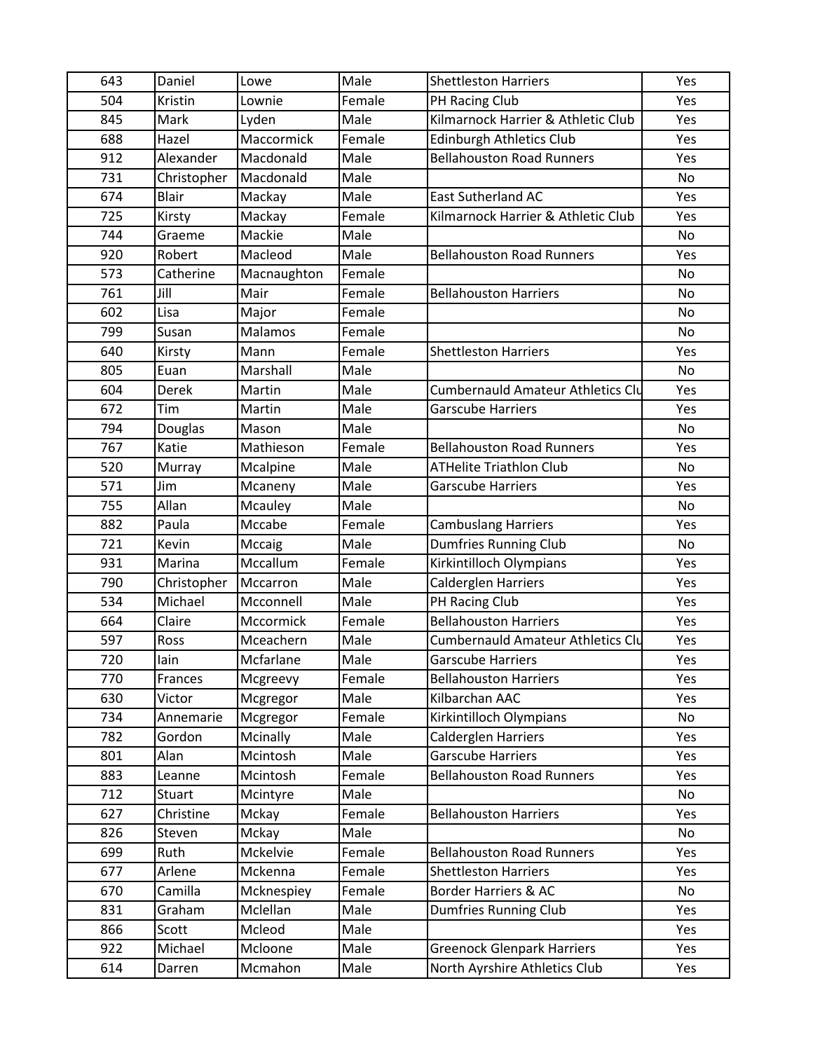| 643 | Daniel | Lowe | Male | Shettleston Harriers | Yes |
|---|---|---|---|---|---|
| 504 | Kristin | Lownie | Female | PH Racing Club | Yes |
| 845 | Mark | Lyden | Male | Kilmarnock Harrier & Athletic Club | Yes |
| 688 | Hazel | Maccormick | Female | Edinburgh Athletics Club | Yes |
| 912 | Alexander | Macdonald | Male | Bellahouston Road Runners | Yes |
| 731 | Christopher | Macdonald | Male | | No |
| 674 | Blair | Mackay | Male | East Sutherland AC | Yes |
| 725 | Kirsty | Mackay | Female | Kilmarnock Harrier & Athletic Club | Yes |
| 744 | Graeme | Mackie | Male | | No |
| 920 | Robert | Macleod | Male | Bellahouston Road Runners | Yes |
| 573 | Catherine | Macnaughton | Female | | No |
| 761 | Jill | Mair | Female | Bellahouston Harriers | No |
| 602 | Lisa | Major | Female | | No |
| 799 | Susan | Malamos | Female | | No |
| 640 | Kirsty | Mann | Female | Shettleston Harriers | Yes |
| 805 | Euan | Marshall | Male | | No |
| 604 | Derek | Martin | Male | Cumbernauld Amateur Athletics Clu | Yes |
| 672 | Tim | Martin | Male | Garscube Harriers | Yes |
| 794 | Douglas | Mason | Male | | No |
| 767 | Katie | Mathieson | Female | Bellahouston Road Runners | Yes |
| 520 | Murray | Mcalpine | Male | ATHelite Triathlon Club | No |
| 571 | Jim | Mcaneny | Male | Garscube Harriers | Yes |
| 755 | Allan | Mcauley | Male | | No |
| 882 | Paula | Mccabe | Female | Cambuslang Harriers | Yes |
| 721 | Kevin | Mccaig | Male | Dumfries Running Club | No |
| 931 | Marina | Mccallum | Female | Kirkintilloch Olympians | Yes |
| 790 | Christopher | Mccarron | Male | Calderglen Harriers | Yes |
| 534 | Michael | Mcconnell | Male | PH Racing Club | Yes |
| 664 | Claire | Mccormick | Female | Bellahouston Harriers | Yes |
| 597 | Ross | Mceachern | Male | Cumbernauld Amateur Athletics Clu | Yes |
| 720 | Iain | Mcfarlane | Male | Garscube Harriers | Yes |
| 770 | Frances | Mcgreevy | Female | Bellahouston Harriers | Yes |
| 630 | Victor | Mcgregor | Male | Kilbarchan AAC | Yes |
| 734 | Annemarie | Mcgregor | Female | Kirkintilloch Olympians | No |
| 782 | Gordon | Mcinally | Male | Calderglen Harriers | Yes |
| 801 | Alan | Mcintosh | Male | Garscube Harriers | Yes |
| 883 | Leanne | Mcintosh | Female | Bellahouston Road Runners | Yes |
| 712 | Stuart | Mcintyre | Male | | No |
| 627 | Christine | Mckay | Female | Bellahouston Harriers | Yes |
| 826 | Steven | Mckay | Male | | No |
| 699 | Ruth | Mckelvie | Female | Bellahouston Road Runners | Yes |
| 677 | Arlene | Mckenna | Female | Shettleston Harriers | Yes |
| 670 | Camilla | Mcknespiey | Female | Border Harriers & AC | No |
| 831 | Graham | Mclellan | Male | Dumfries Running Club | Yes |
| 866 | Scott | Mcleod | Male | | Yes |
| 922 | Michael | Mcloone | Male | Greenock Glenpark Harriers | Yes |
| 614 | Darren | Mcmahon | Male | North Ayrshire Athletics Club | Yes |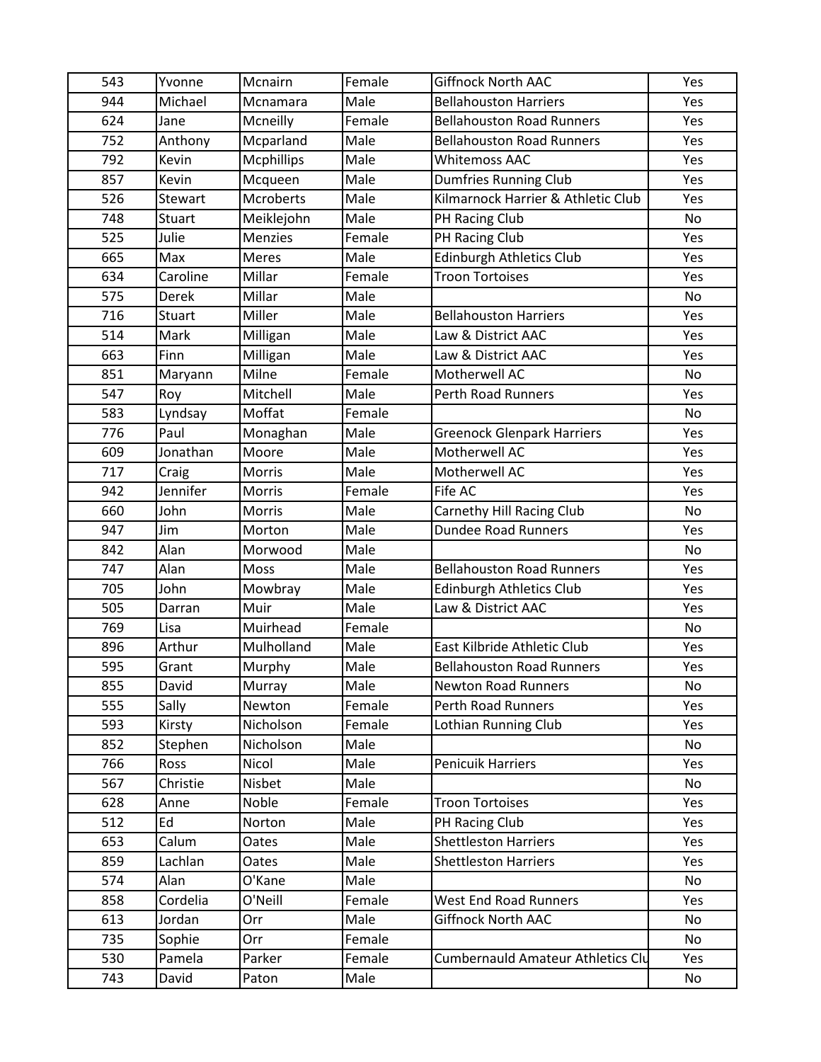| 543 | Yvonne | Mcnairn | Female | Giffnock North AAC | Yes |
|---|---|---|---|---|---|
| 944 | Michael | Mcnamara | Male | Bellahouston Harriers | Yes |
| 624 | Jane | Mcneilly | Female | Bellahouston Road Runners | Yes |
| 752 | Anthony | Mcparland | Male | Bellahouston Road Runners | Yes |
| 792 | Kevin | Mcphillips | Male | Whitemoss AAC | Yes |
| 857 | Kevin | Mcqueen | Male | Dumfries Running Club | Yes |
| 526 | Stewart | Mcroberts | Male | Kilmarnock Harrier & Athletic Club | Yes |
| 748 | Stuart | Meiklejohn | Male | PH Racing Club | No |
| 525 | Julie | Menzies | Female | PH Racing Club | Yes |
| 665 | Max | Meres | Male | Edinburgh Athletics Club | Yes |
| 634 | Caroline | Millar | Female | Troon Tortoises | Yes |
| 575 | Derek | Millar | Male | | No |
| 716 | Stuart | Miller | Male | Bellahouston Harriers | Yes |
| 514 | Mark | Milligan | Male | Law & District AAC | Yes |
| 663 | Finn | Milligan | Male | Law & District AAC | Yes |
| 851 | Maryann | Milne | Female | Motherwell AC | No |
| 547 | Roy | Mitchell | Male | Perth Road Runners | Yes |
| 583 | Lyndsay | Moffat | Female | | No |
| 776 | Paul | Monaghan | Male | Greenock Glenpark Harriers | Yes |
| 609 | Jonathan | Moore | Male | Motherwell AC | Yes |
| 717 | Craig | Morris | Male | Motherwell AC | Yes |
| 942 | Jennifer | Morris | Female | Fife AC | Yes |
| 660 | John | Morris | Male | Carnethy Hill Racing Club | No |
| 947 | Jim | Morton | Male | Dundee Road Runners | Yes |
| 842 | Alan | Morwood | Male | | No |
| 747 | Alan | Moss | Male | Bellahouston Road Runners | Yes |
| 705 | John | Mowbray | Male | Edinburgh Athletics Club | Yes |
| 505 | Darran | Muir | Male | Law & District AAC | Yes |
| 769 | Lisa | Muirhead | Female | | No |
| 896 | Arthur | Mulholland | Male | East Kilbride Athletic Club | Yes |
| 595 | Grant | Murphy | Male | Bellahouston Road Runners | Yes |
| 855 | David | Murray | Male | Newton Road Runners | No |
| 555 | Sally | Newton | Female | Perth Road Runners | Yes |
| 593 | Kirsty | Nicholson | Female | Lothian Running Club | Yes |
| 852 | Stephen | Nicholson | Male | | No |
| 766 | Ross | Nicol | Male | Penicuik Harriers | Yes |
| 567 | Christie | Nisbet | Male | | No |
| 628 | Anne | Noble | Female | Troon Tortoises | Yes |
| 512 | Ed | Norton | Male | PH Racing Club | Yes |
| 653 | Calum | Oates | Male | Shettleston Harriers | Yes |
| 859 | Lachlan | Oates | Male | Shettleston Harriers | Yes |
| 574 | Alan | O'Kane | Male | | No |
| 858 | Cordelia | O'Neill | Female | West End Road Runners | Yes |
| 613 | Jordan | Orr | Male | Giffnock North AAC | No |
| 735 | Sophie | Orr | Female | | No |
| 530 | Pamela | Parker | Female | Cumbernauld Amateur Athletics Clu | Yes |
| 743 | David | Paton | Male | | No |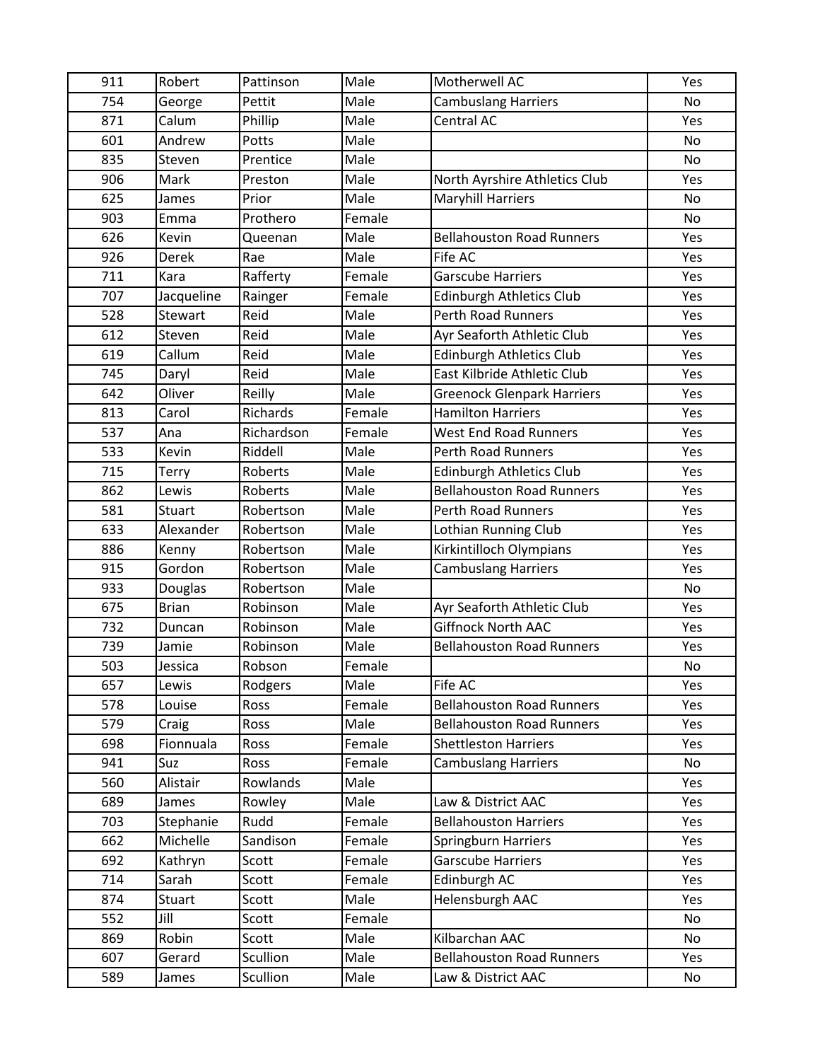| 911 | Robert | Pattinson | Male | Motherwell AC | Yes |
|---|---|---|---|---|---|
| 754 | George | Pettit | Male | Cambuslang Harriers | No |
| 871 | Calum | Phillip | Male | Central AC | Yes |
| 601 | Andrew | Potts | Male | | No |
| 835 | Steven | Prentice | Male | | No |
| 906 | Mark | Preston | Male | North Ayrshire Athletics Club | Yes |
| 625 | James | Prior | Male | Maryhill Harriers | No |
| 903 | Emma | Prothero | Female | | No |
| 626 | Kevin | Queenan | Male | Bellahouston Road Runners | Yes |
| 926 | Derek | Rae | Male | Fife AC | Yes |
| 711 | Kara | Rafferty | Female | Garscube Harriers | Yes |
| 707 | Jacqueline | Rainger | Female | Edinburgh Athletics Club | Yes |
| 528 | Stewart | Reid | Male | Perth Road Runners | Yes |
| 612 | Steven | Reid | Male | Ayr Seaforth Athletic Club | Yes |
| 619 | Callum | Reid | Male | Edinburgh Athletics Club | Yes |
| 745 | Daryl | Reid | Male | East Kilbride Athletic Club | Yes |
| 642 | Oliver | Reilly | Male | Greenock Glenpark Harriers | Yes |
| 813 | Carol | Richards | Female | Hamilton Harriers | Yes |
| 537 | Ana | Richardson | Female | West End Road Runners | Yes |
| 533 | Kevin | Riddell | Male | Perth Road Runners | Yes |
| 715 | Terry | Roberts | Male | Edinburgh Athletics Club | Yes |
| 862 | Lewis | Roberts | Male | Bellahouston Road Runners | Yes |
| 581 | Stuart | Robertson | Male | Perth Road Runners | Yes |
| 633 | Alexander | Robertson | Male | Lothian Running Club | Yes |
| 886 | Kenny | Robertson | Male | Kirkintilloch Olympians | Yes |
| 915 | Gordon | Robertson | Male | Cambuslang Harriers | Yes |
| 933 | Douglas | Robertson | Male | | No |
| 675 | Brian | Robinson | Male | Ayr Seaforth Athletic Club | Yes |
| 732 | Duncan | Robinson | Male | Giffnock North AAC | Yes |
| 739 | Jamie | Robinson | Male | Bellahouston Road Runners | Yes |
| 503 | Jessica | Robson | Female | | No |
| 657 | Lewis | Rodgers | Male | Fife AC | Yes |
| 578 | Louise | Ross | Female | Bellahouston Road Runners | Yes |
| 579 | Craig | Ross | Male | Bellahouston Road Runners | Yes |
| 698 | Fionnuala | Ross | Female | Shettleston Harriers | Yes |
| 941 | Suz | Ross | Female | Cambuslang Harriers | No |
| 560 | Alistair | Rowlands | Male | | Yes |
| 689 | James | Rowley | Male | Law & District AAC | Yes |
| 703 | Stephanie | Rudd | Female | Bellahouston Harriers | Yes |
| 662 | Michelle | Sandison | Female | Springburn Harriers | Yes |
| 692 | Kathryn | Scott | Female | Garscube Harriers | Yes |
| 714 | Sarah | Scott | Female | Edinburgh AC | Yes |
| 874 | Stuart | Scott | Male | Helensburgh AAC | Yes |
| 552 | Jill | Scott | Female | | No |
| 869 | Robin | Scott | Male | Kilbarchan AAC | No |
| 607 | Gerard | Scullion | Male | Bellahouston Road Runners | Yes |
| 589 | James | Scullion | Male | Law & District AAC | No |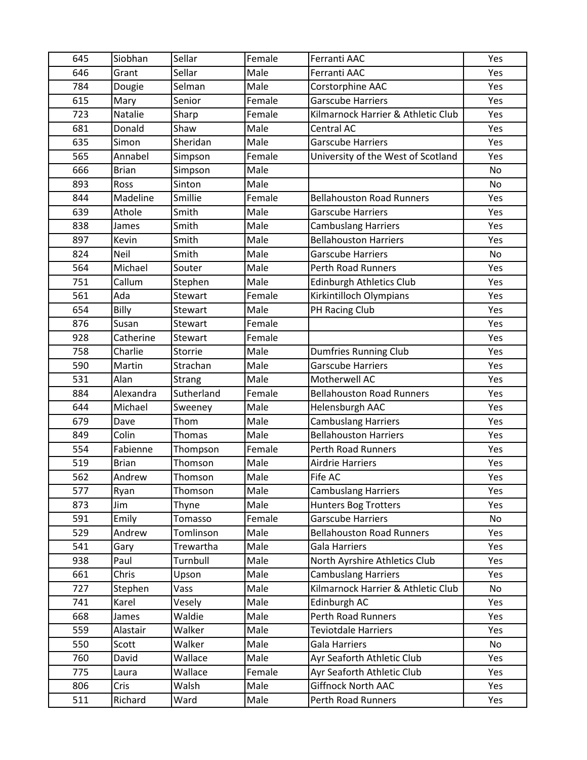| 645 | Siobhan | Sellar | Female | Ferranti AAC | Yes |
|---|---|---|---|---|---|
| 646 | Grant | Sellar | Male | Ferranti AAC | Yes |
| 784 | Dougie | Selman | Male | Corstorphine AAC | Yes |
| 615 | Mary | Senior | Female | Garscube Harriers | Yes |
| 723 | Natalie | Sharp | Female | Kilmarnock Harrier & Athletic Club | Yes |
| 681 | Donald | Shaw | Male | Central AC | Yes |
| 635 | Simon | Sheridan | Male | Garscube Harriers | Yes |
| 565 | Annabel | Simpson | Female | University of the West of Scotland | Yes |
| 666 | Brian | Simpson | Male | | No |
| 893 | Ross | Sinton | Male | | No |
| 844 | Madeline | Smillie | Female | Bellahouston Road Runners | Yes |
| 639 | Athole | Smith | Male | Garscube Harriers | Yes |
| 838 | James | Smith | Male | Cambuslang Harriers | Yes |
| 897 | Kevin | Smith | Male | Bellahouston Harriers | Yes |
| 824 | Neil | Smith | Male | Garscube Harriers | No |
| 564 | Michael | Souter | Male | Perth Road Runners | Yes |
| 751 | Callum | Stephen | Male | Edinburgh Athletics Club | Yes |
| 561 | Ada | Stewart | Female | Kirkintilloch Olympians | Yes |
| 654 | Billy | Stewart | Male | PH Racing Club | Yes |
| 876 | Susan | Stewart | Female | | Yes |
| 928 | Catherine | Stewart | Female | | Yes |
| 758 | Charlie | Storrie | Male | Dumfries Running Club | Yes |
| 590 | Martin | Strachan | Male | Garscube Harriers | Yes |
| 531 | Alan | Strang | Male | Motherwell AC | Yes |
| 884 | Alexandra | Sutherland | Female | Bellahouston Road Runners | Yes |
| 644 | Michael | Sweeney | Male | Helensburgh AAC | Yes |
| 679 | Dave | Thom | Male | Cambuslang Harriers | Yes |
| 849 | Colin | Thomas | Male | Bellahouston Harriers | Yes |
| 554 | Fabienne | Thompson | Female | Perth Road Runners | Yes |
| 519 | Brian | Thomson | Male | Airdrie Harriers | Yes |
| 562 | Andrew | Thomson | Male | Fife AC | Yes |
| 577 | Ryan | Thomson | Male | Cambuslang Harriers | Yes |
| 873 | Jim | Thyne | Male | Hunters Bog Trotters | Yes |
| 591 | Emily | Tomasso | Female | Garscube Harriers | No |
| 529 | Andrew | Tomlinson | Male | Bellahouston Road Runners | Yes |
| 541 | Gary | Trewartha | Male | Gala Harriers | Yes |
| 938 | Paul | Turnbull | Male | North Ayrshire Athletics Club | Yes |
| 661 | Chris | Upson | Male | Cambuslang Harriers | Yes |
| 727 | Stephen | Vass | Male | Kilmarnock Harrier & Athletic Club | No |
| 741 | Karel | Vesely | Male | Edinburgh AC | Yes |
| 668 | James | Waldie | Male | Perth Road Runners | Yes |
| 559 | Alastair | Walker | Male | Teviotdale Harriers | Yes |
| 550 | Scott | Walker | Male | Gala Harriers | No |
| 760 | David | Wallace | Male | Ayr Seaforth Athletic Club | Yes |
| 775 | Laura | Wallace | Female | Ayr Seaforth Athletic Club | Yes |
| 806 | Cris | Walsh | Male | Giffnock North AAC | Yes |
| 511 | Richard | Ward | Male | Perth Road Runners | Yes |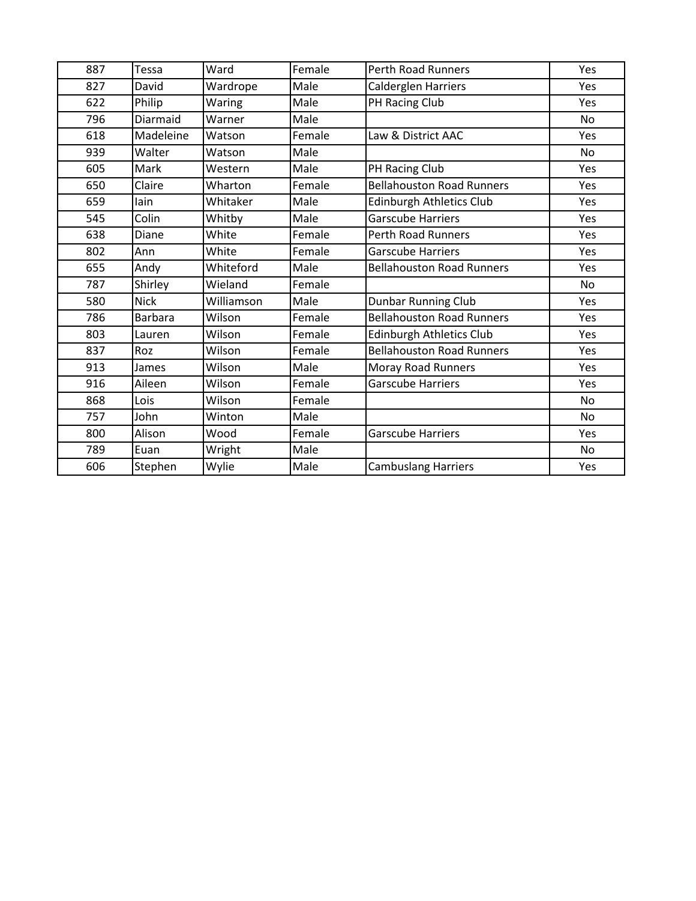| | | | | | |
|---|---|---|---|---|---|
| 887 | Tessa | Ward | Female | Perth Road Runners | Yes |
| 827 | David | Wardrope | Male | Calderglen Harriers | Yes |
| 622 | Philip | Waring | Male | PH Racing Club | Yes |
| 796 | Diarmaid | Warner | Male | | No |
| 618 | Madeleine | Watson | Female | Law & District AAC | Yes |
| 939 | Walter | Watson | Male | | No |
| 605 | Mark | Western | Male | PH Racing Club | Yes |
| 650 | Claire | Wharton | Female | Bellahouston Road Runners | Yes |
| 659 | Iain | Whitaker | Male | Edinburgh Athletics Club | Yes |
| 545 | Colin | Whitby | Male | Garscube Harriers | Yes |
| 638 | Diane | White | Female | Perth Road Runners | Yes |
| 802 | Ann | White | Female | Garscube Harriers | Yes |
| 655 | Andy | Whiteford | Male | Bellahouston Road Runners | Yes |
| 787 | Shirley | Wieland | Female | | No |
| 580 | Nick | Williamson | Male | Dunbar Running Club | Yes |
| 786 | Barbara | Wilson | Female | Bellahouston Road Runners | Yes |
| 803 | Lauren | Wilson | Female | Edinburgh Athletics Club | Yes |
| 837 | Roz | Wilson | Female | Bellahouston Road Runners | Yes |
| 913 | James | Wilson | Male | Moray Road Runners | Yes |
| 916 | Aileen | Wilson | Female | Garscube Harriers | Yes |
| 868 | Lois | Wilson | Female | | No |
| 757 | John | Winton | Male | | No |
| 800 | Alison | Wood | Female | Garscube Harriers | Yes |
| 789 | Euan | Wright | Male | | No |
| 606 | Stephen | Wylie | Male | Cambuslang Harriers | Yes |